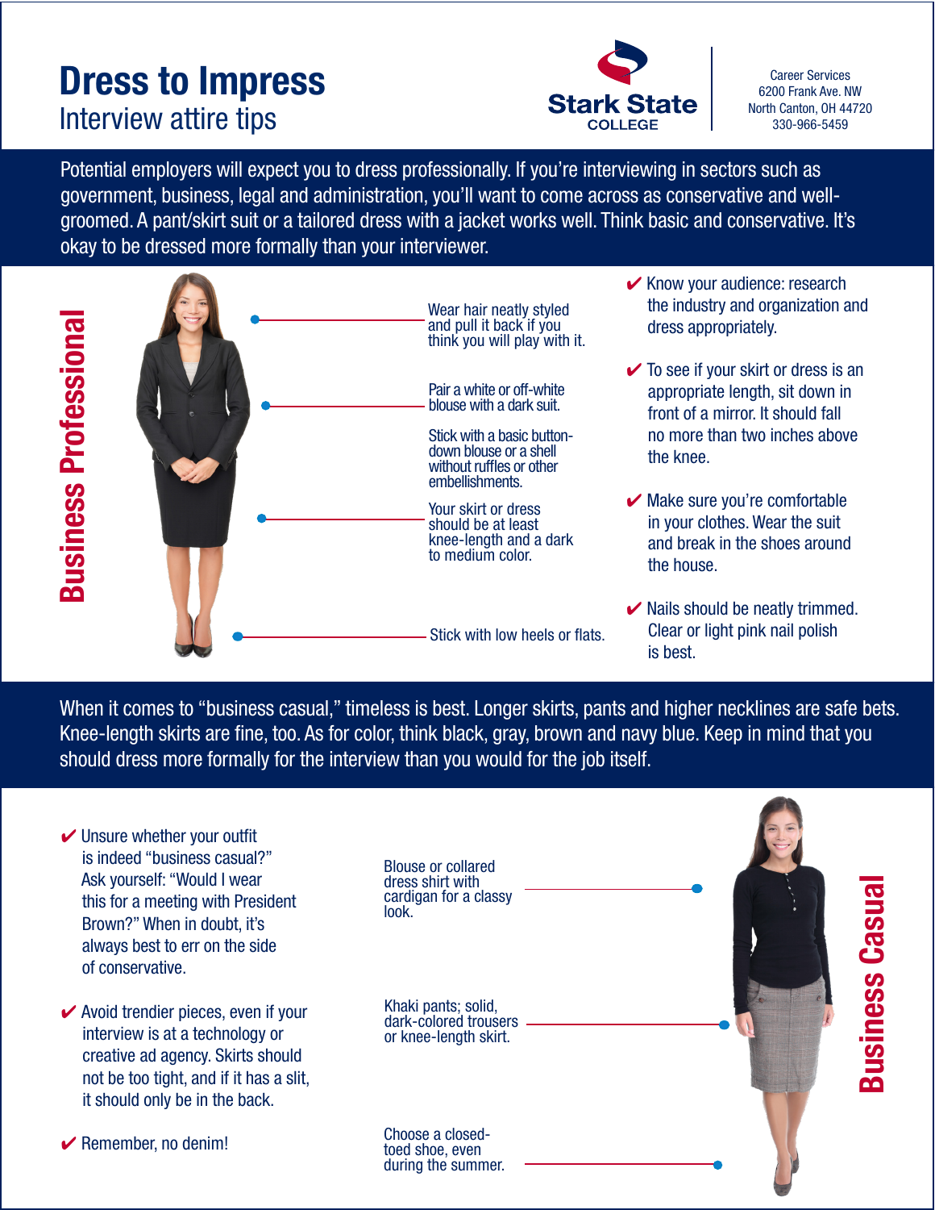# Dress to Impress

## Interview attire tips

Stark State COLLEGE

Career Services
6200 Frank Ave. NW
North Canton, OH 44720
330-966-5459

Potential employers will expect you to dress professionally. If you're interviewing in sectors such as government, business, legal and administration, you'll want to come across as conservative and well-groomed. A pant/skirt suit or a tailored dress with a jacket works well. Think basic and conservative. It's okay to be dressed more formally than your interviewer.

## Business Professional

- Wear hair neatly styled and pull it back if you think you will play with it.
- Pair a white or off-white blouse with a dark suit.
- Stick with a basic button-down blouse or a shell without ruffles or other embellishments.
- Your skirt or dress should be at least knee-length and a dark to medium color.
- Stick with low heels or flats.

✔ Know your audience: research the industry and organization and dress appropriately.

✔ To see if your skirt or dress is an appropriate length, sit down in front of a mirror. It should fall no more than two inches above the knee.

✔ Make sure you're comfortable in your clothes. Wear the suit and break in the shoes around the house.

✔ Nails should be neatly trimmed. Clear or light pink nail polish is best.

When it comes to "business casual," timeless is best. Longer skirts, pants and higher necklines are safe bets. Knee-length skirts are fine, too. As for color, think black, gray, brown and navy blue. Keep in mind that you should dress more formally for the interview than you would for the job itself.

## Business Casual

✔ Unsure whether your outfit is indeed "business casual?" Ask yourself: "Would I wear this for a meeting with President Brown?" When in doubt, it's always best to err on the side of conservative.

✔ Avoid trendier pieces, even if your interview is at a technology or creative ad agency. Skirts should not be too tight, and if it has a slit, it should only be in the back.

✔ Remember, no denim!

- Blouse or collared dress shirt with cardigan for a classy look.
- Khaki pants; solid, dark-colored trousers or knee-length skirt.
- Choose a closed-toed shoe, even during the summer.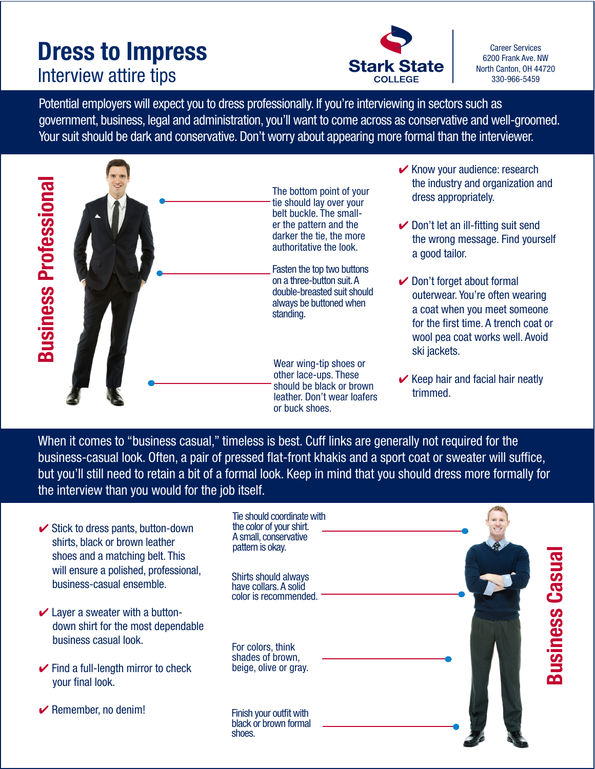# Dress to Impress

## Interview attire tips

Stark State COLLEGE

Career Services
6200 Frank Ave. NW
North Canton, OH 44720
330-966-5459

Potential employers will expect you to dress professionally. If you're interviewing in sectors such as government, business, legal and administration, you'll want to come across as conservative and well-groomed. Your suit should be dark and conservative. Don't worry about appearing more formal than the interviewer.

## Business Professional

The bottom point of your tie should lay over your belt buckle. The smaller the pattern and the darker the tie, the more authoritative the look.

Fasten the top two buttons on a three-button suit. A double-breasted suit should always be buttoned when standing.

Wear wing-tip shoes or other lace-ups. These should be black or brown leather. Don't wear loafers or buck shoes.

- ✔ Know your audience: research the industry and organization and dress appropriately.
- ✔ Don't let an ill-fitting suit send the wrong message. Find yourself a good tailor.
- ✔ Don't forget about formal outerwear. You're often wearing a coat when you meet someone for the first time. A trench coat or wool pea coat works well. Avoid ski jackets.
- ✔ Keep hair and facial hair neatly trimmed.

When it comes to "business casual," timeless is best. Cuff links are generally not required for the business-casual look. Often, a pair of pressed flat-front khakis and a sport coat or sweater will suffice, but you'll still need to retain a bit of a formal look. Keep in mind that you should dress more formally for the interview than you would for the job itself.

## Business Casual

- ✔ Stick to dress pants, button-down shirts, black or brown leather shoes and a matching belt. This will ensure a polished, professional, business-casual ensemble.
- ✔ Layer a sweater with a button-down shirt for the most dependable business casual look.
- ✔ Find a full-length mirror to check your final look.
- ✔ Remember, no denim!

Tie should coordinate with the color of your shirt. A small, conservative pattern is okay.

Shirts should always have collars. A solid color is recommended.

For colors, think shades of brown, beige, olive or gray.

Finish your outfit with black or brown formal shoes.